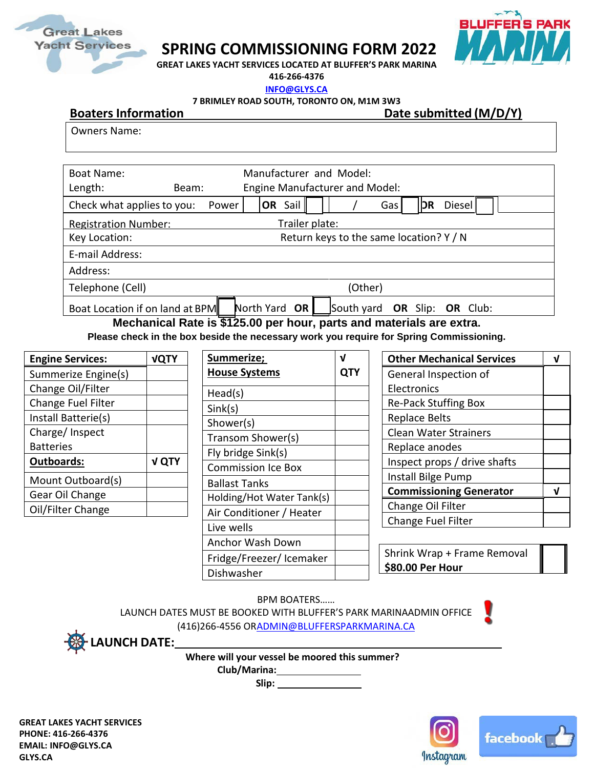# SPRING COMMISSIONING FORM 2022

**GREAT LAKES YACHT SERVICES LOCATED AT BLUFFER'S PARK MARINA**
**416-266-4376**
**INFO@GLYS.CA**
**7 BRIMLEY ROAD SOUTH, TORONTO ON, M1M 3W3**

## Boaters Information

**Date submitted (M/D/Y)**

Owners Name:

| | |
|---|---|
| Boat Name: | Manufacturer and Model: |
| Length: Beam: | Engine Manufacturer and Model: |
| Check what applies to you: Power ☐ OR Sail ☐ | / Gas ☐ OR Diesel ☐ |
| Registration Number: | Trailer plate: |
| Key Location: | Return keys to the same location? Y / N |
| E-mail Address: | |
| Address: | |
| Telephone (Cell) | (Other) |
| Boat Location if on land at BPM ☐ North Yard OR ☐ South yard | OR Slip: OR Club: |

**Mechanical Rate is $125.00 per hour, parts and materials are extra.**

**Please check in the box beside the necessary work you require for Spring Commissioning.**

| **Engine Services:** | **√QTY** |
|---|---|
| Summerize Engine(s) | |
| Change Oil/Filter | |
| Change Fuel Filter | |
| Install Batterie(s) | |
| Charge/ Inspect Batteries | |
| **Outboards:** | **√ QTY** |
| Mount Outboard(s) | |
| Gear Oil Change | |
| Oil/Filter Change | |

| **Summerize; House Systems** | **√ QTY** |
|---|---|
| Head(s) | |
| Sink(s) | |
| Shower(s) | |
| Transom Shower(s) | |
| Fly bridge Sink(s) | |
| Commission Ice Box | |
| Ballast Tanks | |
| Holding/Hot Water Tank(s) | |
| Air Conditioner / Heater | |
| Live wells | |
| Anchor Wash Down | |
| Fridge/Freezer/ Icemaker | |
| Dishwasher | |

| **Other Mechanical Services** | **√** |
|---|---|
| General Inspection of Electronics | |
| Re-Pack Stuffing Box | |
| Replace Belts | |
| Clean Water Strainers | |
| Replace anodes | |
| Inspect props / drive shafts | |
| Install Bilge Pump | |
| **Commissioning Generator** | **√** |
| Change Oil Filter | |
| Change Fuel Filter | |

| | |
|---|---|
| Shrink Wrap + Frame Removal **$80.00 Per Hour** | ☐ |

BPM BOATERS……
LAUNCH DATES MUST BE BOOKED WITH BLUFFER'S PARK MARINAADMIN OFFICE
(416)266-4556 ORADMIN@BLUFFERSPARKMARINA.CA

**LAUNCH DATE:**\_\_\_\_\_\_\_\_\_\_\_\_\_\_\_\_\_\_\_\_\_\_\_\_\_\_\_\_\_\_\_\_\_\_\_\_\_\_\_\_

**Where will your vessel be moored this summer?**
**Club/Marina:**\_\_\_\_\_\_\_\_\_\_\_\_\_\_\_\_
**Slip:** \_\_\_\_\_\_\_\_\_\_\_\_\_\_\_\_

**GREAT LAKES YACHT SERVICES**
**PHONE: 416-266-4376**
**EMAIL: INFO@GLYS.CA**
**GLYS.CA**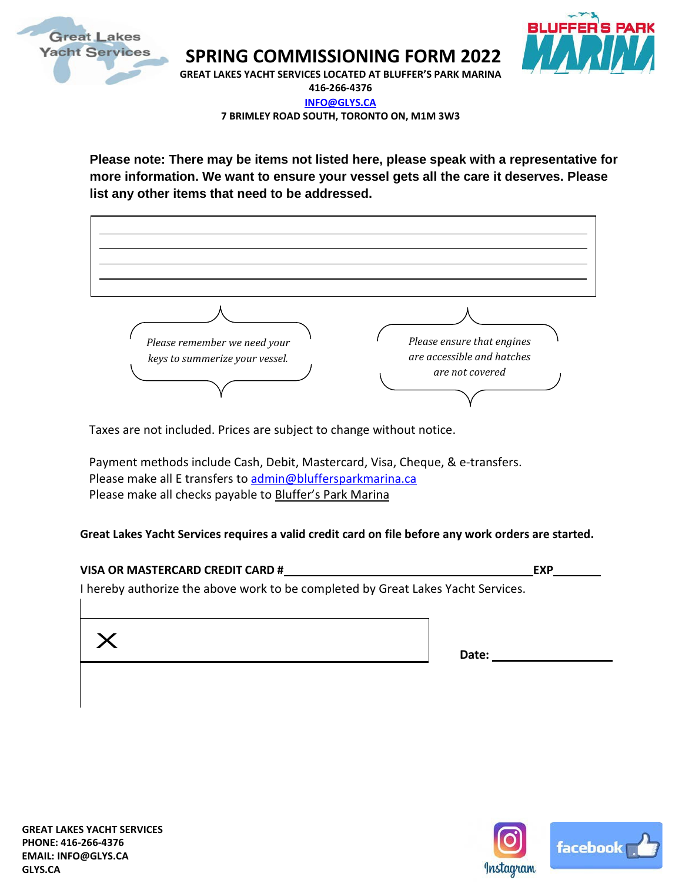# SPRING COMMISSIONING FORM 2022

**GREAT LAKES YACHT SERVICES LOCATED AT BLUFFER'S PARK MARINA**

**416-266-4376**

**INFO@GLYS.CA**

**7 BRIMLEY ROAD SOUTH, TORONTO ON, M1M 3W3**

**Please note: There may be items not listed here, please speak with a representative for more information. We want to ensure your vessel gets all the care it deserves. Please list any other items that need to be addressed.**

_______________________________________________

_______________________________________________

_______________________________________________

_______________________________________________

*Please remember we need your keys to summerize your vessel.*

*Please ensure that engines are accessible and hatches are not covered*

Taxes are not included. Prices are subject to change without notice.

Payment methods include Cash, Debit, Mastercard, Visa, Cheque, & e-transfers.
Please make all E transfers to admin@blufferspark marina.ca
Please make all checks payable to Bluffer's Park Marina

**Great Lakes Yacht Services requires a valid credit card on file before any work orders are started.**

**VISA OR MASTERCARD CREDIT CARD #**______________________________ **EXP**________

I hereby authorize the above work to be completed by Great Lakes Yacht Services.

X ______________________________ **Date:** ________________

**GREAT LAKES YACHT SERVICES**
**PHONE: 416-266-4376**
**EMAIL: INFO@GLYS.CA**
**GLYS.CA**